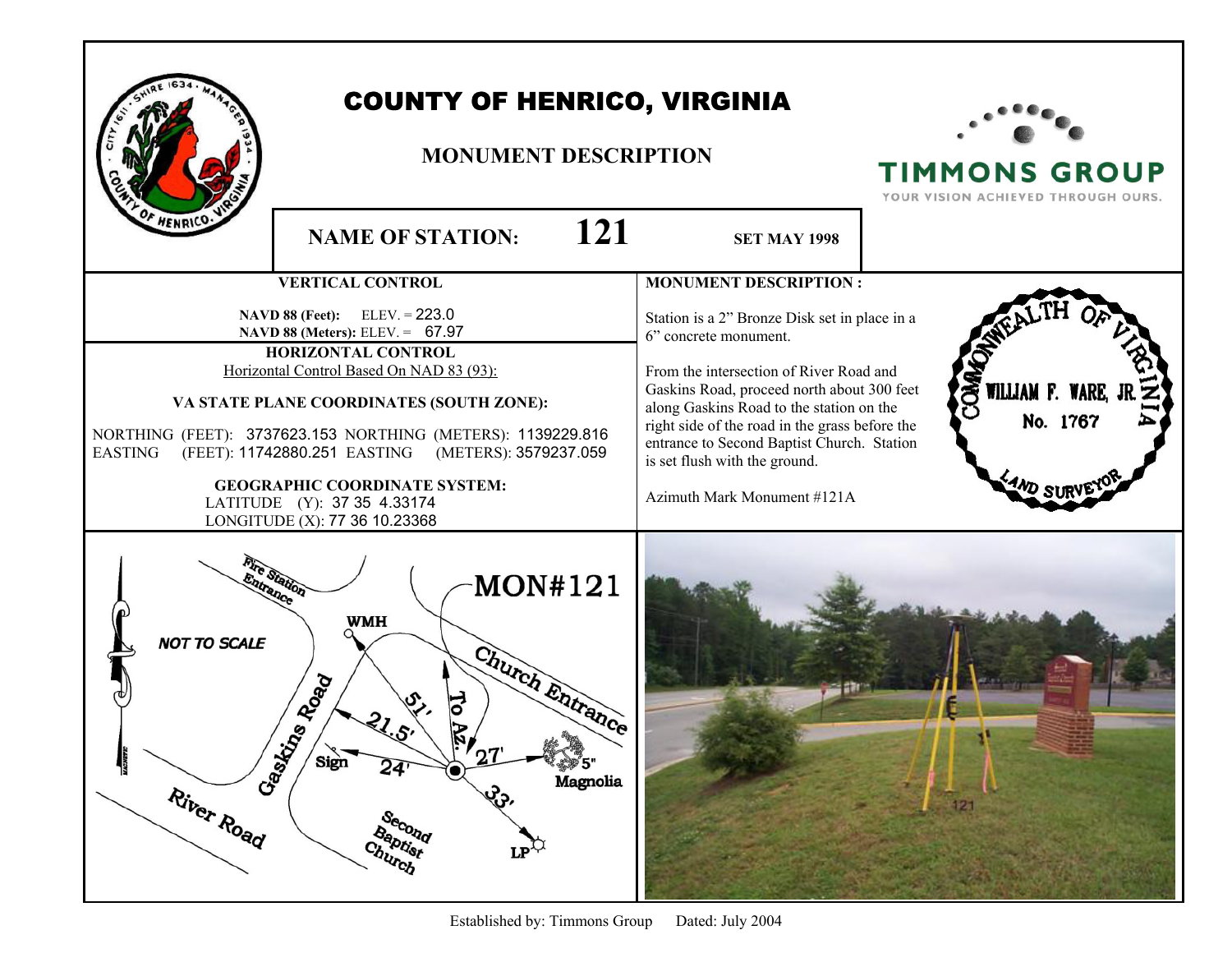# COUNTY OF HENRICO, VIRGINIA

## MONUMENT DESCRIPTION

TIMMONS GROUP
YOUR VISION ACHIEVED THROUGH OURS.

**NAME OF STATION: 121** **SET MAY 1998**

### VERTICAL CONTROL

**NAVD 88 (Feet):** ELEV. = 223.0
**NAVD 88 (Meters):** ELEV. = 67.97

### HORIZONTAL CONTROL

Horizontal Control Based On NAD 83 (93):

**VA STATE PLANE COORDINATES (SOUTH ZONE):**

NORTHING (FEET): 3737623.153 NORTHING (METERS): 1139229.816
EASTING (FEET): 11742880.251 EASTING (METERS): 3579237.059

**GEOGRAPHIC COORDINATE SYSTEM:**

LATITUDE (Y): 37 35 4.33174
LONGITUDE (X): 77 36 10.23368

### MONUMENT DESCRIPTION :

Station is a 2" Bronze Disk set in place in a 6" concrete monument.

From the intersection of River Road and Gaskins Road, proceed north about 300 feet along Gaskins Road to the station on the right side of the road in the grass before the entrance to Second Baptist Church. Station is set flush with the ground.

Azimuth Mark Monument #121A

COMMONWEALTH OF VIRGINIA
WILLIAM F. WARE, JR.
No. 1767
LAND SURVEYOR

MON#121

NOT TO SCALE

Fire Station Entrance, WMH, Church Entrance, Gaskins Road, River Road, Sign, Second Baptist Church, LP, 5" Magnolia, To Az.

51', 21.5', 24', 27', 33'

Established by: Timmons Group Dated: July 2004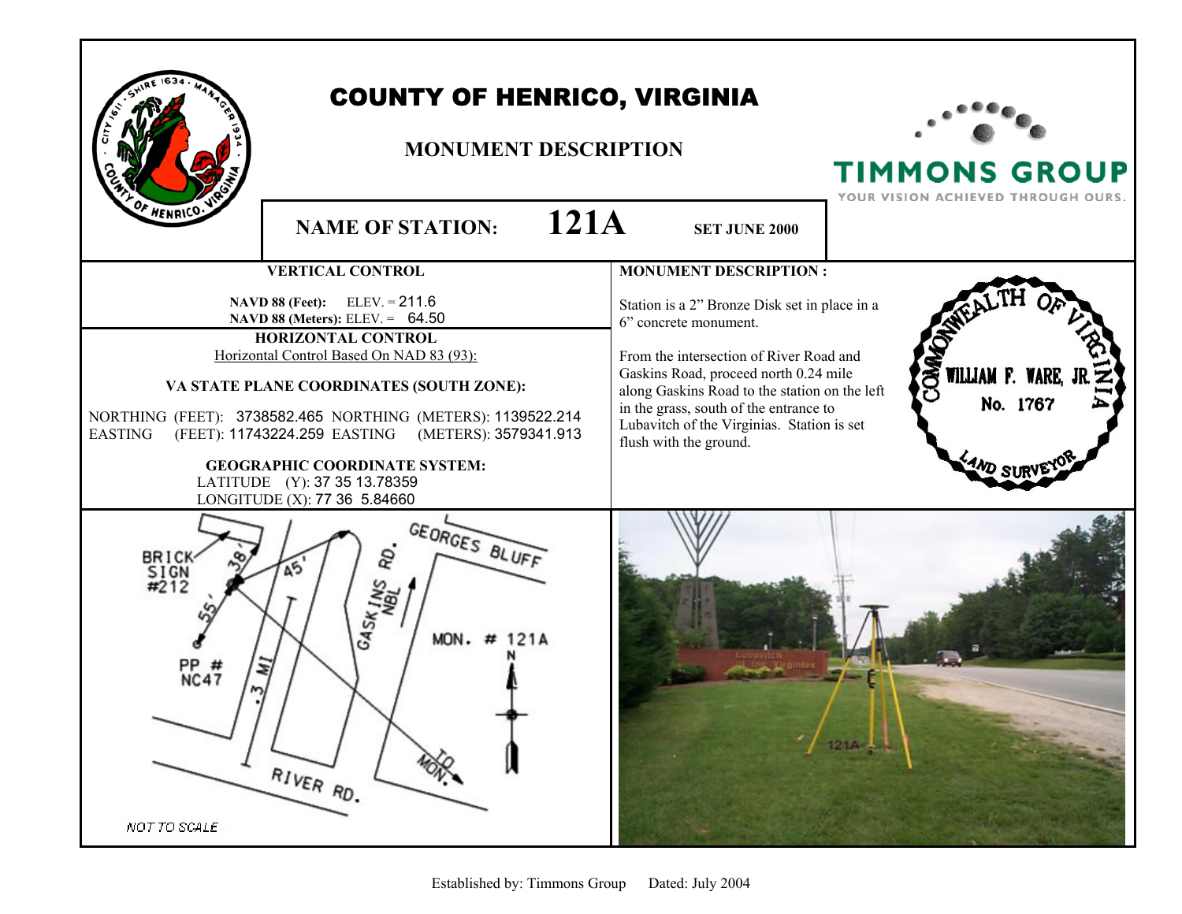# COUNTY OF HENRICO, VIRGINIA

## MONUMENT DESCRIPTION

**NAME OF STATION:** **121A** **SET JUNE 2000**

### VERTICAL CONTROL

**NAVD 88 (Feet):** ELEV. = 211.6
**NAVD 88 (Meters):** ELEV. = 64.50

### HORIZONTAL CONTROL

Horizontal Control Based On NAD 83 (93):

**VA STATE PLANE COORDINATES (SOUTH ZONE):**

NORTHING (FEET): 3738582.465 NORTHING (METERS): 1139522.214
EASTING (FEET): 11743224.259 EASTING (METERS): 3579341.913

**GEOGRAPHIC COORDINATE SYSTEM:**

LATITUDE (Y): 37 35 13.78359
LONGITUDE (X): 77 36 5.84660

### MONUMENT DESCRIPTION :

Station is a 2" Bronze Disk set in place in a 6" concrete monument.

From the intersection of River Road and Gaskins Road, proceed north 0.24 mile along Gaskins Road to the station on the left in the grass, south of the entrance to Lubavitch of the Virginias. Station is set flush with the ground.

COMMONWEALTH OF VIRGINIA
WILLIAM F. WARE, JR.
No. 1767
LAND SURVEYOR

BRICK SIGN #212
38'
45'
55'
PP # NC47
.3 MI
GASKINS RD.
GASKINS NBL
GEORGES BLUFF
MON. # 121A
N
TO MON.
RIVER RD.
NOT TO SCALE

Established by: Timmons Group Dated: July 2004